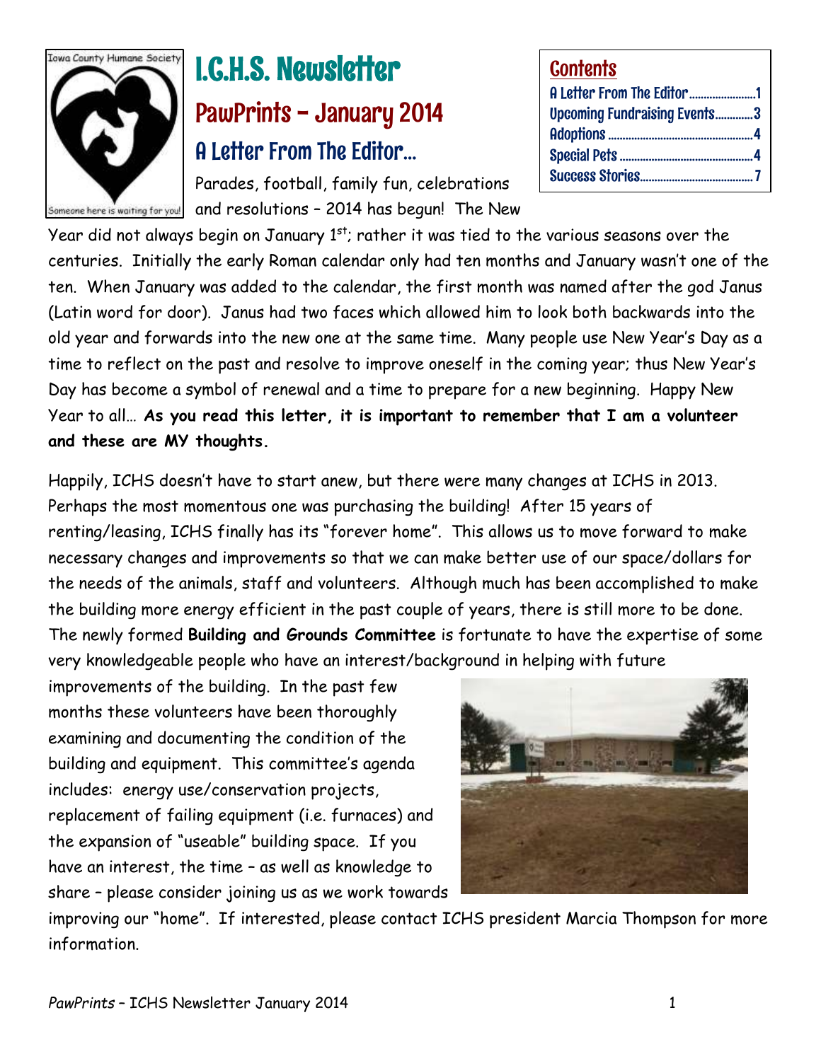# I.C.H.S. Newsletter

## PawPrints – January 2014

### A Letter From The Editor…

**Contents**

| | |
|---|---|
| A Letter From The Editor | 1 |
| Upcoming Fundraising Events | 3 |
| Adoptions | 4 |
| Special Pets | 4 |
| Success Stories | 7 |

Parades, football, family fun, celebrations and resolutions – 2014 has begun! The New Year did not always begin on January 1st; rather it was tied to the various seasons over the centuries. Initially the early Roman calendar only had ten months and January wasn't one of the ten. When January was added to the calendar, the first month was named after the god Janus (Latin word for door). Janus had two faces which allowed him to look both backwards into the old year and forwards into the new one at the same time. Many people use New Year's Day as a time to reflect on the past and resolve to improve oneself in the coming year; thus New Year's Day has become a symbol of renewal and a time to prepare for a new beginning. Happy New Year to all… **As you read this letter, it is important to remember that I am a volunteer and these are MY thoughts.**

Happily, ICHS doesn't have to start anew, but there were many changes at ICHS in 2013. Perhaps the most momentous one was purchasing the building! After 15 years of renting/leasing, ICHS finally has its "forever home". This allows us to move forward to make necessary changes and improvements so that we can make better use of our space/dollars for the needs of the animals, staff and volunteers. Although much has been accomplished to make the building more energy efficient in the past couple of years, there is still more to be done. The newly formed **Building and Grounds Committee** is fortunate to have the expertise of some very knowledgeable people who have an interest/background in helping with future improvements of the building. In the past few months these volunteers have been thoroughly examining and documenting the condition of the building and equipment. This committee's agenda includes: energy use/conservation projects, replacement of failing equipment (i.e. furnaces) and the expansion of "useable" building space. If you have an interest, the time – as well as knowledge to share – please consider joining us as we work towards improving our "home". If interested, please contact ICHS president Marcia Thompson for more information.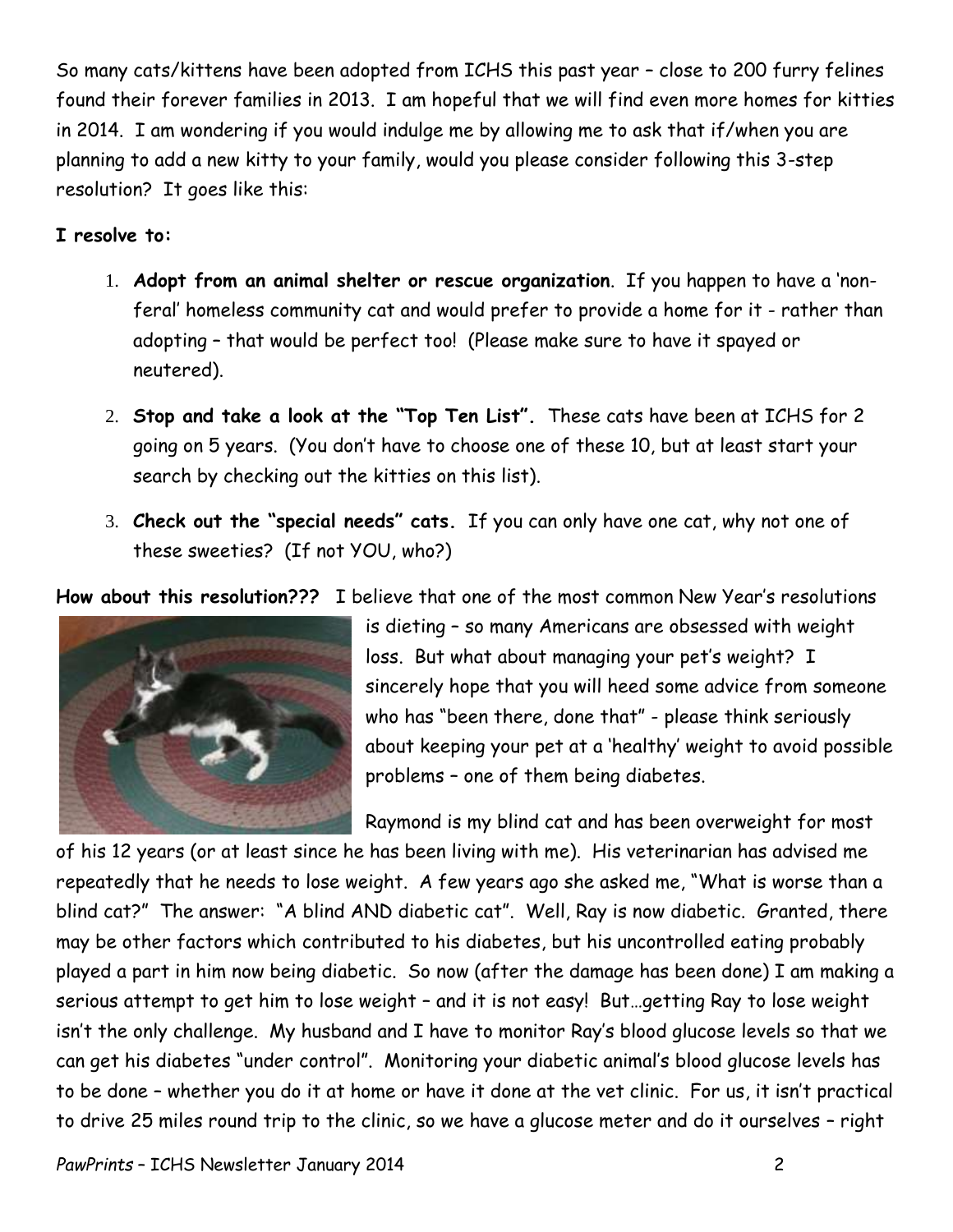So many cats/kittens have been adopted from ICHS this past year – close to 200 furry felines found their forever families in 2013. I am hopeful that we will find even more homes for kitties in 2014. I am wondering if you would indulge me by allowing me to ask that if/when you are planning to add a new kitty to your family, would you please consider following this 3-step resolution? It goes like this:

**I resolve to:**

1. **Adopt from an animal shelter or rescue organization**. If you happen to have a 'non-feral' homeless community cat and would prefer to provide a home for it - rather than adopting – that would be perfect too! (Please make sure to have it spayed or neutered).
2. **Stop and take a look at the "Top Ten List".** These cats have been at ICHS for 2 going on 5 years. (You don't have to choose one of these 10, but at least start your search by checking out the kitties on this list).
3. **Check out the "special needs" cats.** If you can only have one cat, why not one of these sweeties? (If not YOU, who?)

**How about this resolution???** I believe that one of the most common New Year's resolutions is dieting – so many Americans are obsessed with weight loss. But what about managing your pet's weight? I sincerely hope that you will heed some advice from someone who has "been there, done that" - please think seriously about keeping your pet at a 'healthy' weight to avoid possible problems – one of them being diabetes.

Raymond is my blind cat and has been overweight for most of his 12 years (or at least since he has been living with me). His veterinarian has advised me repeatedly that he needs to lose weight. A few years ago she asked me, "What is worse than a blind cat?" The answer: "A blind AND diabetic cat". Well, Ray is now diabetic. Granted, there may be other factors which contributed to his diabetes, but his uncontrolled eating probably played a part in him now being diabetic. So now (after the damage has been done) I am making a serious attempt to get him to lose weight – and it is not easy! But…getting Ray to lose weight isn't the only challenge. My husband and I have to monitor Ray's blood glucose levels so that we can get his diabetes "under control". Monitoring your diabetic animal's blood glucose levels has to be done – whether you do it at home or have it done at the vet clinic. For us, it isn't practical to drive 25 miles round trip to the clinic, so we have a glucose meter and do it ourselves – right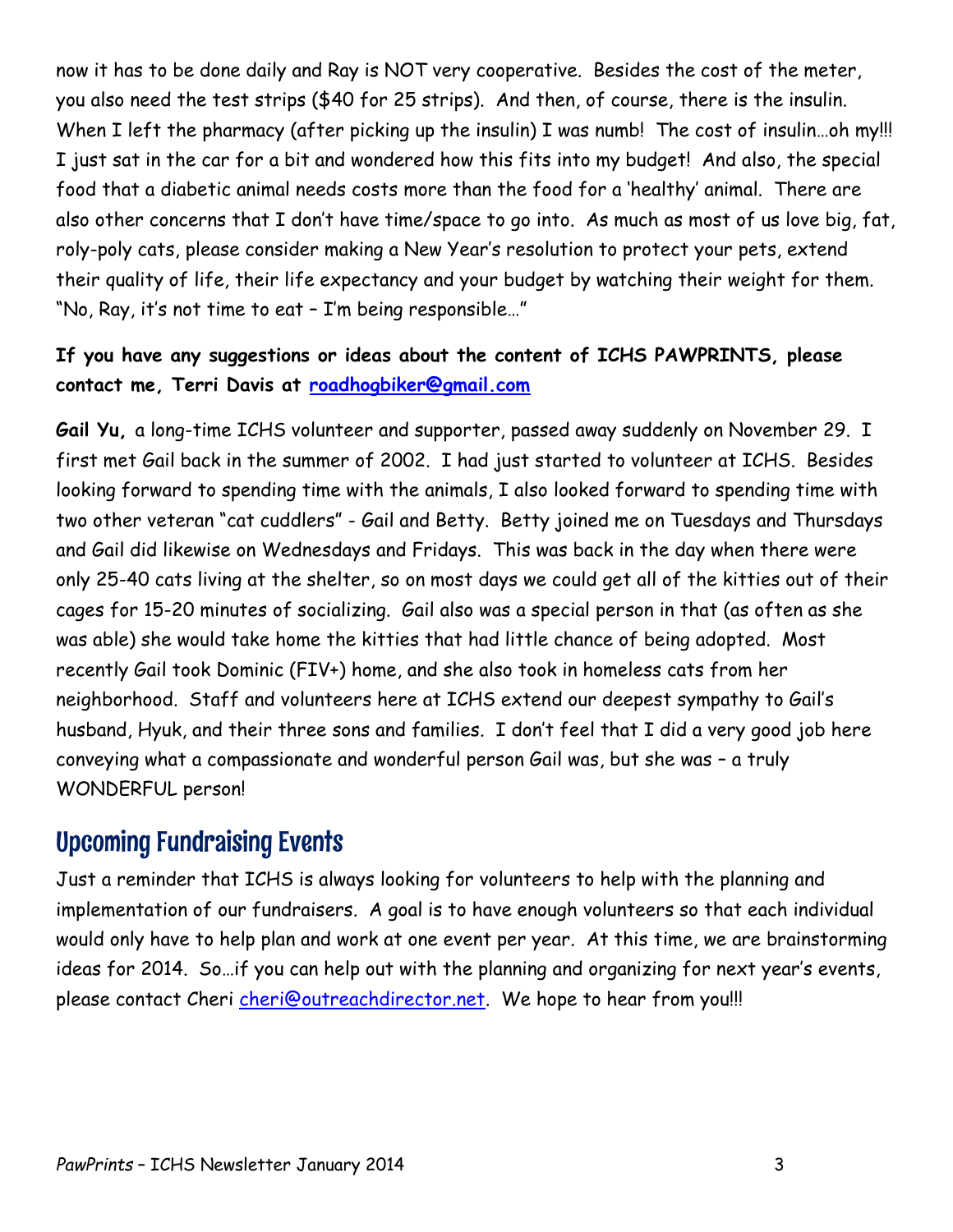now it has to be done daily and Ray is NOT very cooperative. Besides the cost of the meter, you also need the test strips ($40 for 25 strips). And then, of course, there is the insulin. When I left the pharmacy (after picking up the insulin) I was numb! The cost of insulin…oh my!!! I just sat in the car for a bit and wondered how this fits into my budget! And also, the special food that a diabetic animal needs costs more than the food for a 'healthy' animal. There are also other concerns that I don't have time/space to go into. As much as most of us love big, fat, roly-poly cats, please consider making a New Year's resolution to protect your pets, extend their quality of life, their life expectancy and your budget by watching their weight for them. "No, Ray, it's not time to eat – I'm being responsible…"

**If you have any suggestions or ideas about the content of ICHS PAWPRINTS, please contact me, Terri Davis at [roadhogbiker@gmail.com](mailto:roadhogbiker@gmail.com)**

**Gail Yu,** a long-time ICHS volunteer and supporter, passed away suddenly on November 29. I first met Gail back in the summer of 2002. I had just started to volunteer at ICHS. Besides looking forward to spending time with the animals, I also looked forward to spending time with two other veteran "cat cuddlers" - Gail and Betty. Betty joined me on Tuesdays and Thursdays and Gail did likewise on Wednesdays and Fridays. This was back in the day when there were only 25-40 cats living at the shelter, so on most days we could get all of the kitties out of their cages for 15-20 minutes of socializing. Gail also was a special person in that (as often as she was able) she would take home the kitties that had little chance of being adopted. Most recently Gail took Dominic (FIV+) home, and she also took in homeless cats from her neighborhood. Staff and volunteers here at ICHS extend our deepest sympathy to Gail's husband, Hyuk, and their three sons and families. I don't feel that I did a very good job here conveying what a compassionate and wonderful person Gail was, but she was – a truly WONDERFUL person!

## Upcoming Fundraising Events

Just a reminder that ICHS is always looking for volunteers to help with the planning and implementation of our fundraisers. A goal is to have enough volunteers so that each individual would only have to help plan and work at one event per year. At this time, we are brainstorming ideas for 2014. So…if you can help out with the planning and organizing for next year's events, please contact Cheri [cheri@outreachdirector.net](mailto:cheri@outreachdirector.net). We hope to hear from you!!!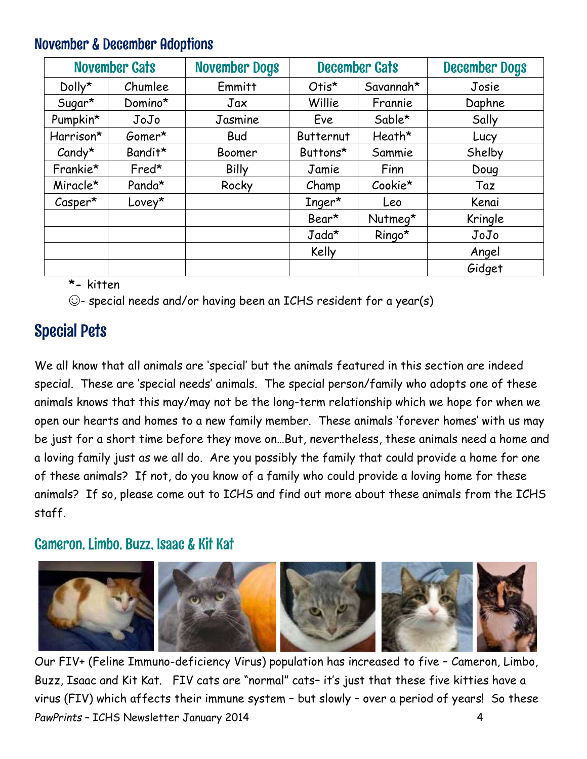## November & December Adoptions

| November Cats | | November Dogs | December Cats | | December Dogs |
|---|---|---|---|---|---|
| Dolly* | Chumlee | Emmitt | Otis* | Savannah* | Josie |
| Sugar* | Domino* | Jax | Willie | Frannie | Daphne |
| Pumpkin* | JoJo | Jasmine | Eve | Sable* | Sally |
| Harrison* | Gomer* | Bud | Butternut | Heath* | Lucy |
| Candy* | Bandit* | Boomer | Buttons* | Sammie | Shelby |
| Frankie* | Fred* | Billy | Jamie | Finn | Doug |
| Miracle* | Panda* | Rocky | Champ | Cookie* | Taz |
| Casper* | Lovey* | | Inger* | Leo | Kenai |
| | | | Bear* | Nutmeg* | Kringle |
| | | | Jada* | Ringo* | JoJo |
| | | | Kelly | | Angel |
| | | | | | Gidget |

*- kitten

☺- special needs and/or having been an ICHS resident for a year(s)

# Special Pets

We all know that all animals are 'special' but the animals featured in this section are indeed special. These are 'special needs' animals. The special person/family who adopts one of these animals knows that this may/may not be the long-term relationship which we hope for when we open our hearts and homes to a new family member. These animals 'forever homes' with us may be just for a short time before they move on…But, nevertheless, these animals need a home and a loving family just as we all do. Are you possibly the family that could provide a home for one of these animals? If not, do you know of a family who could provide a loving home for these animals? If so, please come out to ICHS and find out more about these animals from the ICHS staff.

## Cameron, Limbo, Buzz, Isaac & Kit Kat

Our FIV+ (Feline Immuno-deficiency Virus) population has increased to five – Cameron, Limbo, Buzz, Isaac and Kit Kat. FIV cats are "normal" cats– it's just that these five kitties have a virus (FIV) which affects their immune system – but slowly – over a period of years! So these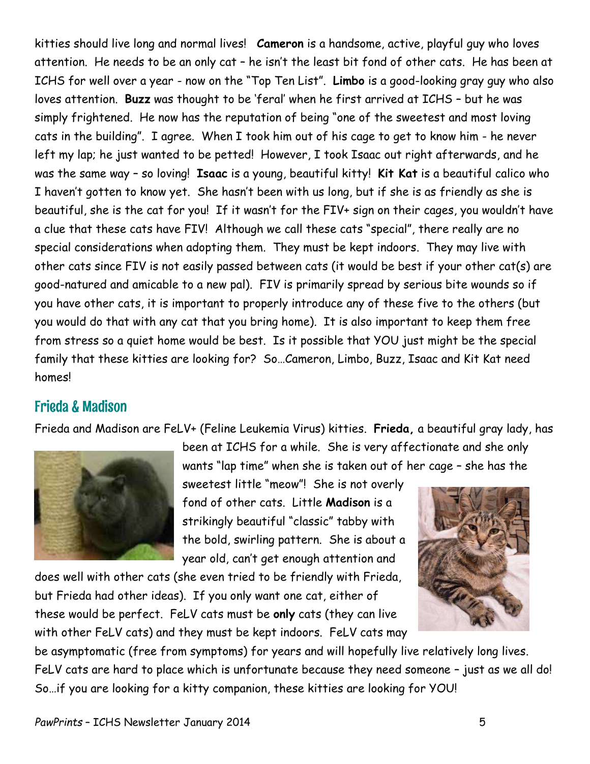kitties should live long and normal lives! **Cameron** is a handsome, active, playful guy who loves attention. He needs to be an only cat – he isn't the least bit fond of other cats. He has been at ICHS for well over a year - now on the "Top Ten List". **Limbo** is a good-looking gray guy who also loves attention. **Buzz** was thought to be 'feral' when he first arrived at ICHS – but he was simply frightened. He now has the reputation of being "one of the sweetest and most loving cats in the building". I agree. When I took him out of his cage to get to know him - he never left my lap; he just wanted to be petted! However, I took Isaac out right afterwards, and he was the same way – so loving! **Isaac** is a young, beautiful kitty! **Kit Kat** is a beautiful calico who I haven't gotten to know yet. She hasn't been with us long, but if she is as friendly as she is beautiful, she is the cat for you! If it wasn't for the FIV+ sign on their cages, you wouldn't have a clue that these cats have FIV! Although we call these cats "special", there really are no special considerations when adopting them. They must be kept indoors. They may live with other cats since FIV is not easily passed between cats (it would be best if your other cat(s) are good-natured and amicable to a new pal). FIV is primarily spread by serious bite wounds so if you have other cats, it is important to properly introduce any of these five to the others (but you would do that with any cat that you bring home). It is also important to keep them free from stress so a quiet home would be best. Is it possible that YOU just might be the special family that these kitties are looking for? So…Cameron, Limbo, Buzz, Isaac and Kit Kat need homes!

## Frieda & Madison

Frieda and Madison are FeLV+ (Feline Leukemia Virus) kitties. **Frieda,** a beautiful gray lady, has been at ICHS for a while. She is very affectionate and she only wants "lap time" when she is taken out of her cage – she has the sweetest little "meow"! She is not overly fond of other cats. Little **Madison** is a strikingly beautiful "classic" tabby with the bold, swirling pattern. She is about a year old, can't get enough attention and does well with other cats (she even tried to be friendly with Frieda, but Frieda had other ideas). If you only want one cat, either of these would be perfect. FeLV cats must be **only** cats (they can live with other FeLV cats) and they must be kept indoors. FeLV cats may be asymptomatic (free from symptoms) for years and will hopefully live relatively long lives. FeLV cats are hard to place which is unfortunate because they need someone – just as we all do! So…if you are looking for a kitty companion, these kitties are looking for YOU!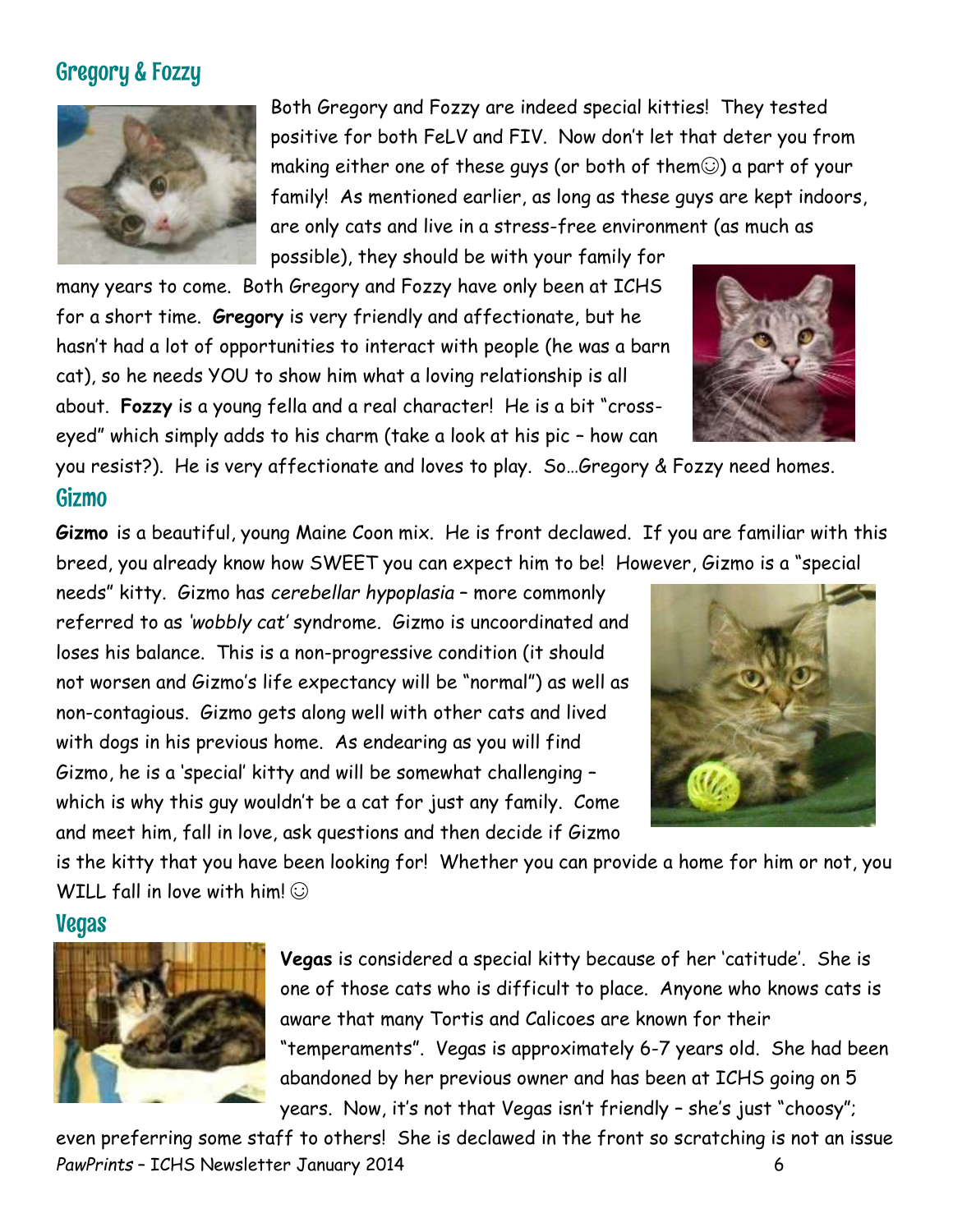## Gregory & Fozzy

Both Gregory and Fozzy are indeed special kitties! They tested positive for both FeLV and FIV. Now don't let that deter you from making either one of these guys (or both of them☺) a part of your family! As mentioned earlier, as long as these guys are kept indoors, are only cats and live in a stress-free environment (as much as possible), they should be with your family for many years to come. Both Gregory and Fozzy have only been at ICHS for a short time. **Gregory** is very friendly and affectionate, but he hasn't had a lot of opportunities to interact with people (he was a barn cat), so he needs YOU to show him what a loving relationship is all about. **Fozzy** is a young fella and a real character! He is a bit "cross-eyed" which simply adds to his charm (take a look at his pic – how can you resist?). He is very affectionate and loves to play. So…Gregory & Fozzy need homes.

## Gizmo

**Gizmo** is a beautiful, young Maine Coon mix. He is front declawed. If you are familiar with this breed, you already know how SWEET you can expect him to be! However, Gizmo is a "special needs" kitty. Gizmo has *cerebellar hypoplasia* – more commonly referred to as *'wobbly cat'* syndrome. Gizmo is uncoordinated and loses his balance. This is a non-progressive condition (it should not worsen and Gizmo's life expectancy will be "normal") as well as non-contagious. Gizmo gets along well with other cats and lived with dogs in his previous home. As endearing as you will find Gizmo, he is a 'special' kitty and will be somewhat challenging – which is why this guy wouldn't be a cat for just any family. Come and meet him, fall in love, ask questions and then decide if Gizmo is the kitty that you have been looking for! Whether you can provide a home for him or not, you WILL fall in love with him! ☺

## Vegas

**Vegas** is considered a special kitty because of her 'catitude'. She is one of those cats who is difficult to place. Anyone who knows cats is aware that many Tortis and Calicoes are known for their "temperaments". Vegas is approximately 6-7 years old. She had been abandoned by her previous owner and has been at ICHS going on 5 years. Now, it's not that Vegas isn't friendly – she's just "choosy"; even preferring some staff to others! She is declawed in the front so scratching is not an issue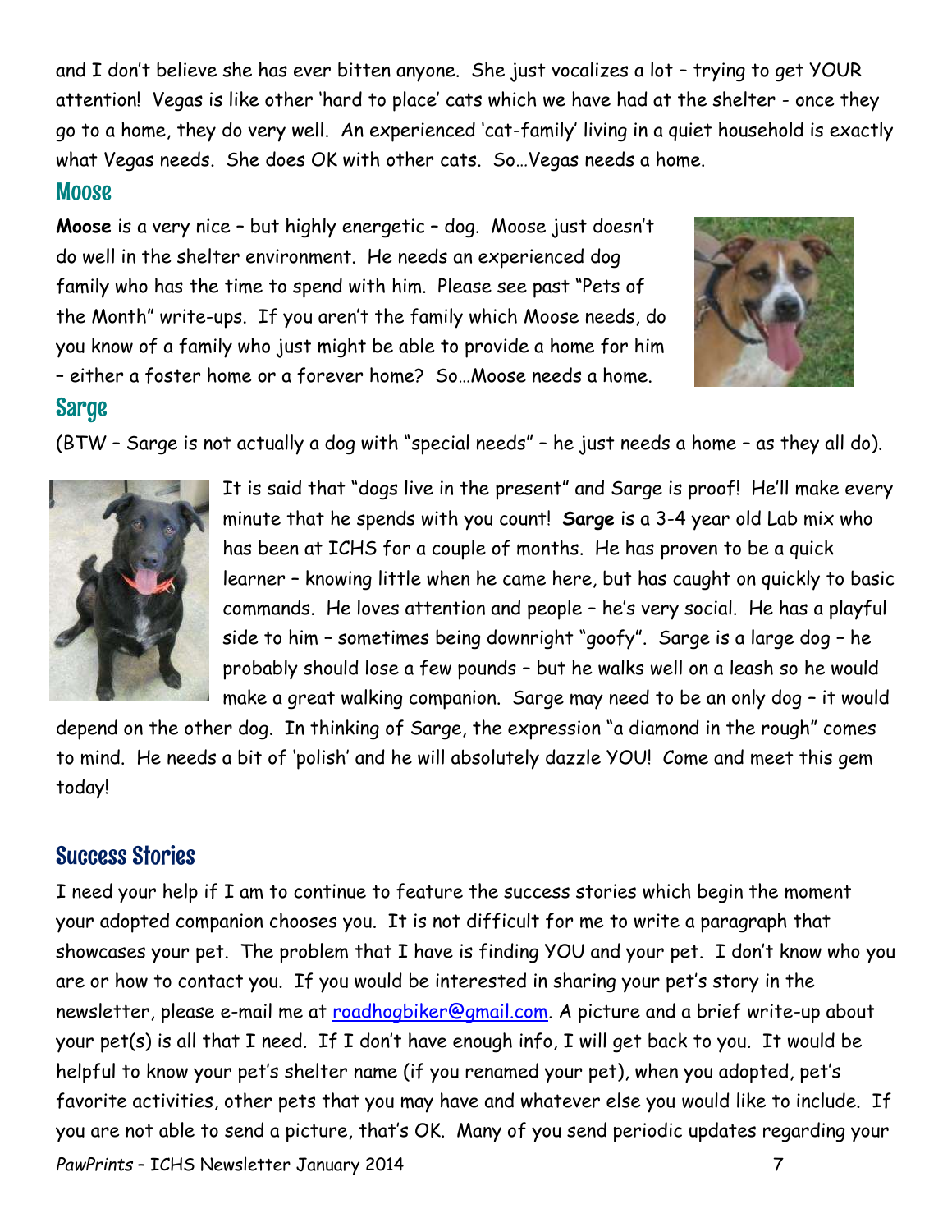and I don't believe she has ever bitten anyone. She just vocalizes a lot – trying to get YOUR attention! Vegas is like other 'hard to place' cats which we have had at the shelter - once they go to a home, they do very well. An experienced 'cat-family' living in a quiet household is exactly what Vegas needs. She does OK with other cats. So…Vegas needs a home.

## Moose

**Moose** is a very nice – but highly energetic – dog. Moose just doesn't do well in the shelter environment. He needs an experienced dog family who has the time to spend with him. Please see past "Pets of the Month" write-ups. If you aren't the family which Moose needs, do you know of a family who just might be able to provide a home for him – either a foster home or a forever home? So…Moose needs a home.

## Sarge

(BTW – Sarge is not actually a dog with "special needs" – he just needs a home – as they all do).

It is said that "dogs live in the present" and Sarge is proof! He'll make every minute that he spends with you count! **Sarge** is a 3-4 year old Lab mix who has been at ICHS for a couple of months. He has proven to be a quick learner – knowing little when he came here, but has caught on quickly to basic commands. He loves attention and people – he's very social. He has a playful side to him – sometimes being downright "goofy". Sarge is a large dog – he probably should lose a few pounds – but he walks well on a leash so he would make a great walking companion. Sarge may need to be an only dog – it would depend on the other dog. In thinking of Sarge, the expression "a diamond in the rough" comes to mind. He needs a bit of 'polish' and he will absolutely dazzle YOU! Come and meet this gem today!

## Success Stories

I need your help if I am to continue to feature the success stories which begin the moment your adopted companion chooses you. It is not difficult for me to write a paragraph that showcases your pet. The problem that I have is finding YOU and your pet. I don't know who you are or how to contact you. If you would be interested in sharing your pet's story in the newsletter, please e-mail me at roadhogbiker@gmail.com. A picture and a brief write-up about your pet(s) is all that I need. If I don't have enough info, I will get back to you. It would be helpful to know your pet's shelter name (if you renamed your pet), when you adopted, pet's favorite activities, other pets that you may have and whatever else you would like to include. If you are not able to send a picture, that's OK. Many of you send periodic updates regarding your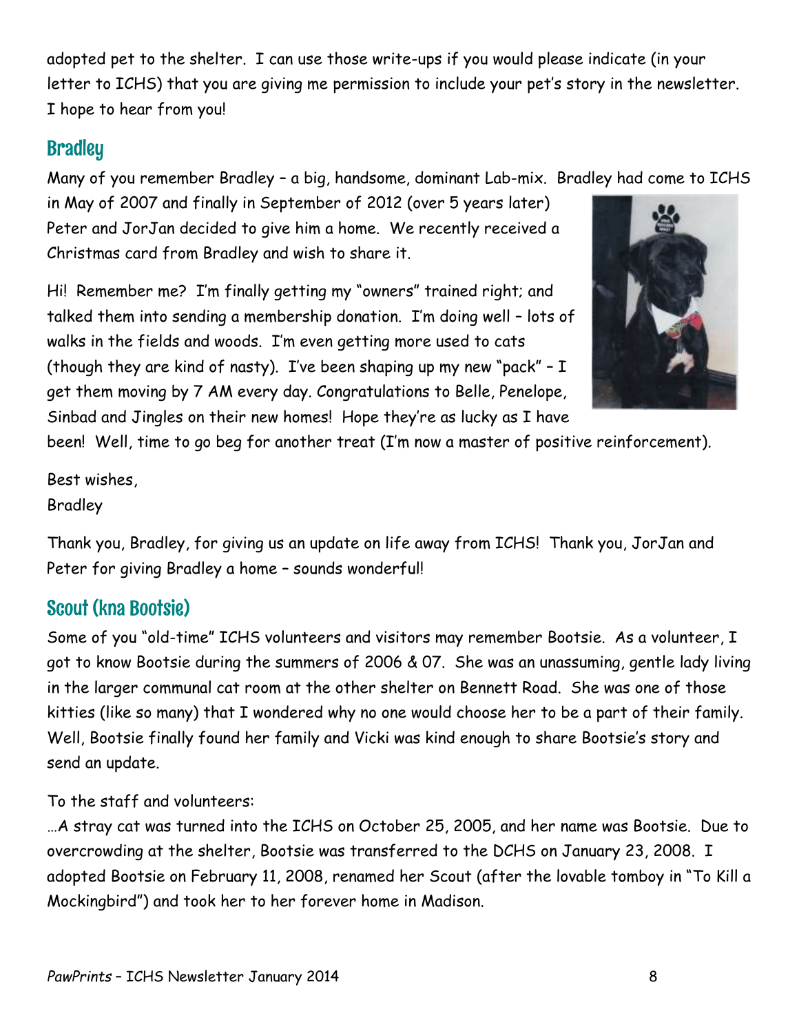adopted pet to the shelter. I can use those write-ups if you would please indicate (in your letter to ICHS) that you are giving me permission to include your pet's story in the newsletter. I hope to hear from you!

## Bradley

Many of you remember Bradley – a big, handsome, dominant Lab-mix. Bradley had come to ICHS in May of 2007 and finally in September of 2012 (over 5 years later) Peter and JorJan decided to give him a home. We recently received a Christmas card from Bradley and wish to share it.

Hi! Remember me? I'm finally getting my "owners" trained right; and talked them into sending a membership donation. I'm doing well – lots of walks in the fields and woods. I'm even getting more used to cats (though they are kind of nasty). I've been shaping up my new "pack" – I get them moving by 7 AM every day. Congratulations to Belle, Penelope, Sinbad and Jingles on their new homes! Hope they're as lucky as I have been! Well, time to go beg for another treat (I'm now a master of positive reinforcement).

Best wishes,
Bradley

Thank you, Bradley, for giving us an update on life away from ICHS! Thank you, JorJan and Peter for giving Bradley a home – sounds wonderful!

## Scout (kna Bootsie)

Some of you "old-time" ICHS volunteers and visitors may remember Bootsie. As a volunteer, I got to know Bootsie during the summers of 2006 & 07. She was an unassuming, gentle lady living in the larger communal cat room at the other shelter on Bennett Road. She was one of those kitties (like so many) that I wondered why no one would choose her to be a part of their family. Well, Bootsie finally found her family and Vicki was kind enough to share Bootsie's story and send an update.

To the staff and volunteers:

…A stray cat was turned into the ICHS on October 25, 2005, and her name was Bootsie. Due to overcrowding at the shelter, Bootsie was transferred to the DCHS on January 23, 2008. I adopted Bootsie on February 11, 2008, renamed her Scout (after the lovable tomboy in "To Kill a Mockingbird") and took her to her forever home in Madison.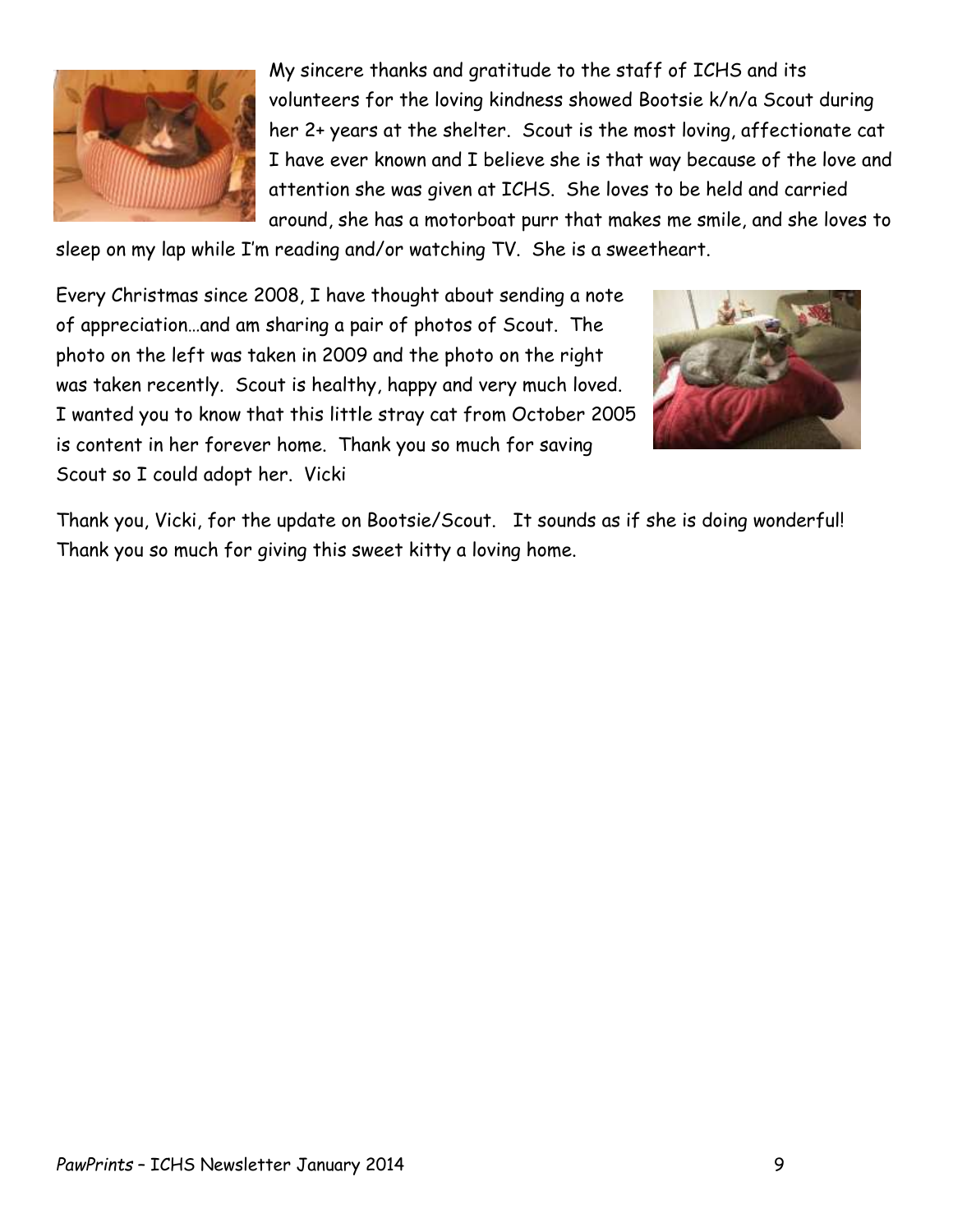My sincere thanks and gratitude to the staff of ICHS and its volunteers for the loving kindness showed Bootsie k/n/a Scout during her 2+ years at the shelter. Scout is the most loving, affectionate cat I have ever known and I believe she is that way because of the love and attention she was given at ICHS. She loves to be held and carried around, she has a motorboat purr that makes me smile, and she loves to sleep on my lap while I'm reading and/or watching TV. She is a sweetheart.

Every Christmas since 2008, I have thought about sending a note of appreciation…and am sharing a pair of photos of Scout. The photo on the left was taken in 2009 and the photo on the right was taken recently. Scout is healthy, happy and very much loved. I wanted you to know that this little stray cat from October 2005 is content in her forever home. Thank you so much for saving Scout so I could adopt her. Vicki

Thank you, Vicki, for the update on Bootsie/Scout. It sounds as if she is doing wonderful! Thank you so much for giving this sweet kitty a loving home.